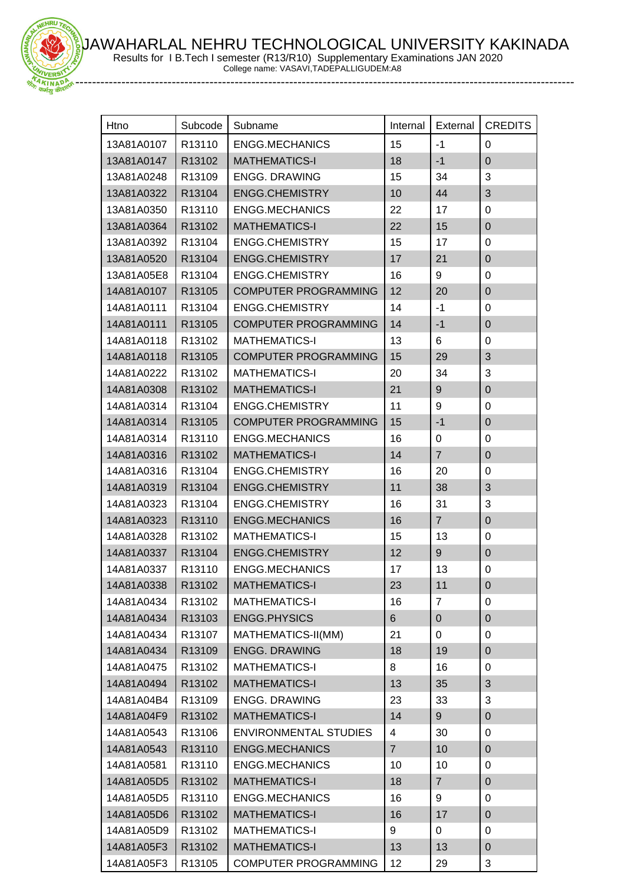# JAWAHARLAL NEHRU TECHNOLOGICAL UNIVERSITY KAKINADA

Results for I B.Tech I semester (R13/R10) Supplementary Examinations JAN 2020

College name: VASAVI,TADEPALLIGUDEM:A8

| Htno | Subcode | Subname | Internal | External | CREDITS |
|---|---|---|---|---|---|
| 13A81A0107 | R13110 | ENGG.MECHANICS | 15 | -1 | 0 |
| 13A81A0147 | R13102 | MATHEMATICS-I | 18 | -1 | 0 |
| 13A81A0248 | R13109 | ENGG. DRAWING | 15 | 34 | 3 |
| 13A81A0322 | R13104 | ENGG.CHEMISTRY | 10 | 44 | 3 |
| 13A81A0350 | R13110 | ENGG.MECHANICS | 22 | 17 | 0 |
| 13A81A0364 | R13102 | MATHEMATICS-I | 22 | 15 | 0 |
| 13A81A0392 | R13104 | ENGG.CHEMISTRY | 15 | 17 | 0 |
| 13A81A0520 | R13104 | ENGG.CHEMISTRY | 17 | 21 | 0 |
| 13A81A05E8 | R13104 | ENGG.CHEMISTRY | 16 | 9 | 0 |
| 14A81A0107 | R13105 | COMPUTER PROGRAMMING | 12 | 20 | 0 |
| 14A81A0111 | R13104 | ENGG.CHEMISTRY | 14 | -1 | 0 |
| 14A81A0111 | R13105 | COMPUTER PROGRAMMING | 14 | -1 | 0 |
| 14A81A0118 | R13102 | MATHEMATICS-I | 13 | 6 | 0 |
| 14A81A0118 | R13105 | COMPUTER PROGRAMMING | 15 | 29 | 3 |
| 14A81A0222 | R13102 | MATHEMATICS-I | 20 | 34 | 3 |
| 14A81A0308 | R13102 | MATHEMATICS-I | 21 | 9 | 0 |
| 14A81A0314 | R13104 | ENGG.CHEMISTRY | 11 | 9 | 0 |
| 14A81A0314 | R13105 | COMPUTER PROGRAMMING | 15 | -1 | 0 |
| 14A81A0314 | R13110 | ENGG.MECHANICS | 16 | 0 | 0 |
| 14A81A0316 | R13102 | MATHEMATICS-I | 14 | 7 | 0 |
| 14A81A0316 | R13104 | ENGG.CHEMISTRY | 16 | 20 | 0 |
| 14A81A0319 | R13104 | ENGG.CHEMISTRY | 11 | 38 | 3 |
| 14A81A0323 | R13104 | ENGG.CHEMISTRY | 16 | 31 | 3 |
| 14A81A0323 | R13110 | ENGG.MECHANICS | 16 | 7 | 0 |
| 14A81A0328 | R13102 | MATHEMATICS-I | 15 | 13 | 0 |
| 14A81A0337 | R13104 | ENGG.CHEMISTRY | 12 | 9 | 0 |
| 14A81A0337 | R13110 | ENGG.MECHANICS | 17 | 13 | 0 |
| 14A81A0338 | R13102 | MATHEMATICS-I | 23 | 11 | 0 |
| 14A81A0434 | R13102 | MATHEMATICS-I | 16 | 7 | 0 |
| 14A81A0434 | R13103 | ENGG.PHYSICS | 6 | 0 | 0 |
| 14A81A0434 | R13107 | MATHEMATICS-II(MM) | 21 | 0 | 0 |
| 14A81A0434 | R13109 | ENGG. DRAWING | 18 | 19 | 0 |
| 14A81A0475 | R13102 | MATHEMATICS-I | 8 | 16 | 0 |
| 14A81A0494 | R13102 | MATHEMATICS-I | 13 | 35 | 3 |
| 14A81A04B4 | R13109 | ENGG. DRAWING | 23 | 33 | 3 |
| 14A81A04F9 | R13102 | MATHEMATICS-I | 14 | 9 | 0 |
| 14A81A0543 | R13106 | ENVIRONMENTAL STUDIES | 4 | 30 | 0 |
| 14A81A0543 | R13110 | ENGG.MECHANICS | 7 | 10 | 0 |
| 14A81A0581 | R13110 | ENGG.MECHANICS | 10 | 10 | 0 |
| 14A81A05D5 | R13102 | MATHEMATICS-I | 18 | 7 | 0 |
| 14A81A05D5 | R13110 | ENGG.MECHANICS | 16 | 9 | 0 |
| 14A81A05D6 | R13102 | MATHEMATICS-I | 16 | 17 | 0 |
| 14A81A05D9 | R13102 | MATHEMATICS-I | 9 | 0 | 0 |
| 14A81A05F3 | R13102 | MATHEMATICS-I | 13 | 13 | 0 |
| 14A81A05F3 | R13105 | COMPUTER PROGRAMMING | 12 | 29 | 3 |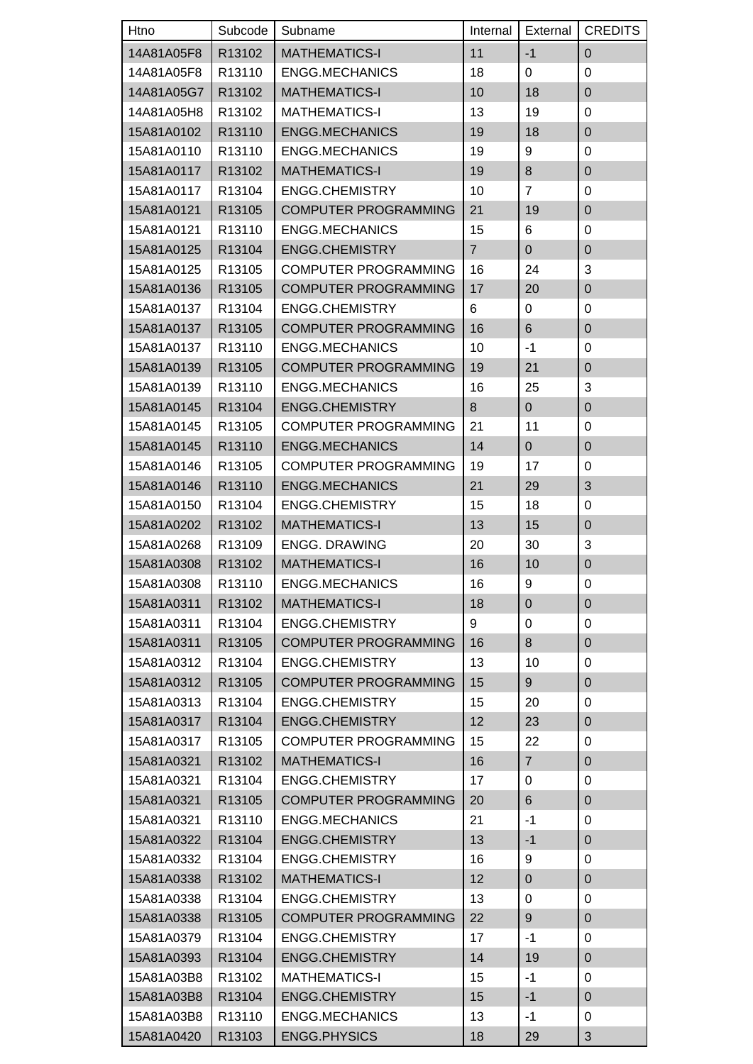| Htno | Subcode | Subname | Internal | External | CREDITS |
|---|---|---|---|---|---|
| 14A81A05F8 | R13102 | MATHEMATICS-I | 11 | -1 | 0 |
| 14A81A05F8 | R13110 | ENGG.MECHANICS | 18 | 0 | 0 |
| 14A81A05G7 | R13102 | MATHEMATICS-I | 10 | 18 | 0 |
| 14A81A05H8 | R13102 | MATHEMATICS-I | 13 | 19 | 0 |
| 15A81A0102 | R13110 | ENGG.MECHANICS | 19 | 18 | 0 |
| 15A81A0110 | R13110 | ENGG.MECHANICS | 19 | 9 | 0 |
| 15A81A0117 | R13102 | MATHEMATICS-I | 19 | 8 | 0 |
| 15A81A0117 | R13104 | ENGG.CHEMISTRY | 10 | 7 | 0 |
| 15A81A0121 | R13105 | COMPUTER PROGRAMMING | 21 | 19 | 0 |
| 15A81A0121 | R13110 | ENGG.MECHANICS | 15 | 6 | 0 |
| 15A81A0125 | R13104 | ENGG.CHEMISTRY | 7 | 0 | 0 |
| 15A81A0125 | R13105 | COMPUTER PROGRAMMING | 16 | 24 | 3 |
| 15A81A0136 | R13105 | COMPUTER PROGRAMMING | 17 | 20 | 0 |
| 15A81A0137 | R13104 | ENGG.CHEMISTRY | 6 | 0 | 0 |
| 15A81A0137 | R13105 | COMPUTER PROGRAMMING | 16 | 6 | 0 |
| 15A81A0137 | R13110 | ENGG.MECHANICS | 10 | -1 | 0 |
| 15A81A0139 | R13105 | COMPUTER PROGRAMMING | 19 | 21 | 0 |
| 15A81A0139 | R13110 | ENGG.MECHANICS | 16 | 25 | 3 |
| 15A81A0145 | R13104 | ENGG.CHEMISTRY | 8 | 0 | 0 |
| 15A81A0145 | R13105 | COMPUTER PROGRAMMING | 21 | 11 | 0 |
| 15A81A0145 | R13110 | ENGG.MECHANICS | 14 | 0 | 0 |
| 15A81A0146 | R13105 | COMPUTER PROGRAMMING | 19 | 17 | 0 |
| 15A81A0146 | R13110 | ENGG.MECHANICS | 21 | 29 | 3 |
| 15A81A0150 | R13104 | ENGG.CHEMISTRY | 15 | 18 | 0 |
| 15A81A0202 | R13102 | MATHEMATICS-I | 13 | 15 | 0 |
| 15A81A0268 | R13109 | ENGG. DRAWING | 20 | 30 | 3 |
| 15A81A0308 | R13102 | MATHEMATICS-I | 16 | 10 | 0 |
| 15A81A0308 | R13110 | ENGG.MECHANICS | 16 | 9 | 0 |
| 15A81A0311 | R13102 | MATHEMATICS-I | 18 | 0 | 0 |
| 15A81A0311 | R13104 | ENGG.CHEMISTRY | 9 | 0 | 0 |
| 15A81A0311 | R13105 | COMPUTER PROGRAMMING | 16 | 8 | 0 |
| 15A81A0312 | R13104 | ENGG.CHEMISTRY | 13 | 10 | 0 |
| 15A81A0312 | R13105 | COMPUTER PROGRAMMING | 15 | 9 | 0 |
| 15A81A0313 | R13104 | ENGG.CHEMISTRY | 15 | 20 | 0 |
| 15A81A0317 | R13104 | ENGG.CHEMISTRY | 12 | 23 | 0 |
| 15A81A0317 | R13105 | COMPUTER PROGRAMMING | 15 | 22 | 0 |
| 15A81A0321 | R13102 | MATHEMATICS-I | 16 | 7 | 0 |
| 15A81A0321 | R13104 | ENGG.CHEMISTRY | 17 | 0 | 0 |
| 15A81A0321 | R13105 | COMPUTER PROGRAMMING | 20 | 6 | 0 |
| 15A81A0321 | R13110 | ENGG.MECHANICS | 21 | -1 | 0 |
| 15A81A0322 | R13104 | ENGG.CHEMISTRY | 13 | -1 | 0 |
| 15A81A0332 | R13104 | ENGG.CHEMISTRY | 16 | 9 | 0 |
| 15A81A0338 | R13102 | MATHEMATICS-I | 12 | 0 | 0 |
| 15A81A0338 | R13104 | ENGG.CHEMISTRY | 13 | 0 | 0 |
| 15A81A0338 | R13105 | COMPUTER PROGRAMMING | 22 | 9 | 0 |
| 15A81A0379 | R13104 | ENGG.CHEMISTRY | 17 | -1 | 0 |
| 15A81A0393 | R13104 | ENGG.CHEMISTRY | 14 | 19 | 0 |
| 15A81A03B8 | R13102 | MATHEMATICS-I | 15 | -1 | 0 |
| 15A81A03B8 | R13104 | ENGG.CHEMISTRY | 15 | -1 | 0 |
| 15A81A03B8 | R13110 | ENGG.MECHANICS | 13 | -1 | 0 |
| 15A81A0420 | R13103 | ENGG.PHYSICS | 18 | 29 | 3 |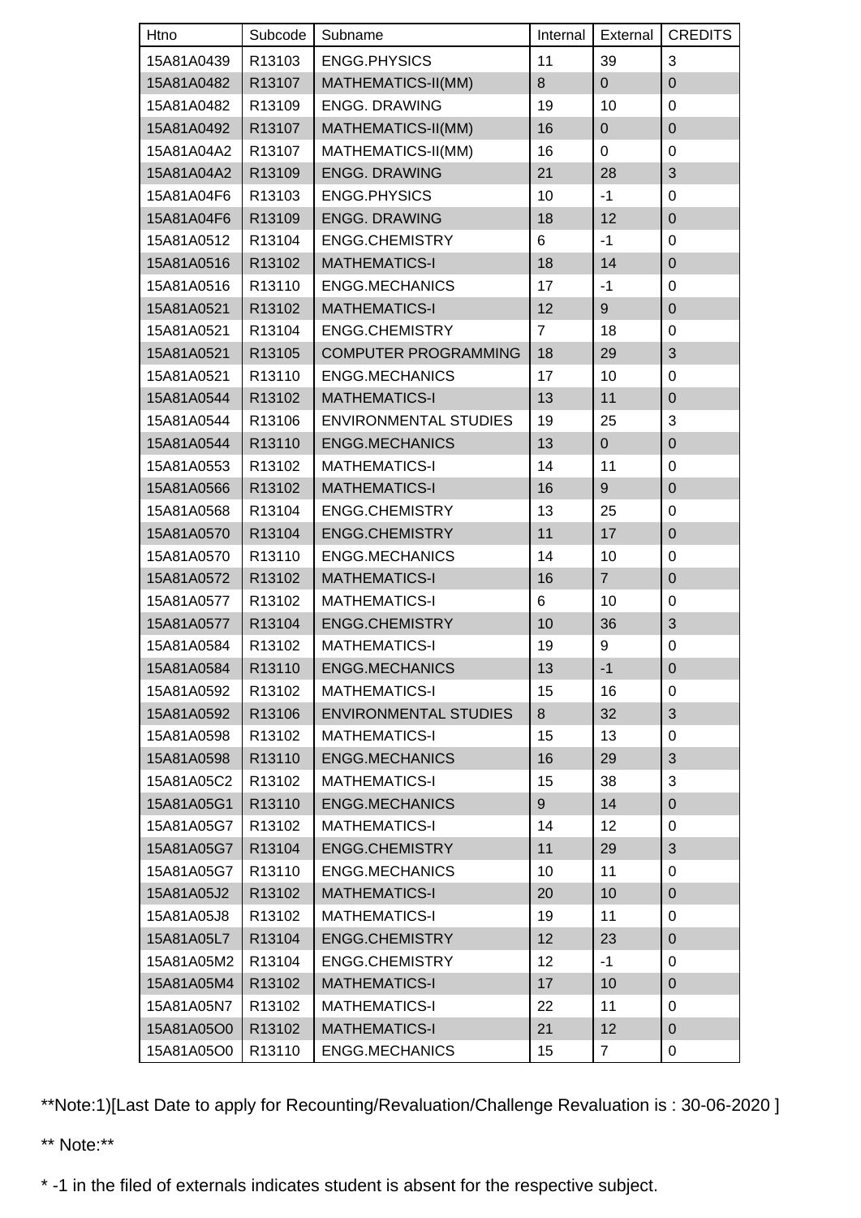| Htno | Subcode | Subname | Internal | External | CREDITS |
|---|---|---|---|---|---|
| 15A81A0439 | R13103 | ENGG.PHYSICS | 11 | 39 | 3 |
| 15A81A0482 | R13107 | MATHEMATICS-II(MM) | 8 | 0 | 0 |
| 15A81A0482 | R13109 | ENGG. DRAWING | 19 | 10 | 0 |
| 15A81A0492 | R13107 | MATHEMATICS-II(MM) | 16 | 0 | 0 |
| 15A81A04A2 | R13107 | MATHEMATICS-II(MM) | 16 | 0 | 0 |
| 15A81A04A2 | R13109 | ENGG. DRAWING | 21 | 28 | 3 |
| 15A81A04F6 | R13103 | ENGG.PHYSICS | 10 | -1 | 0 |
| 15A81A04F6 | R13109 | ENGG. DRAWING | 18 | 12 | 0 |
| 15A81A0512 | R13104 | ENGG.CHEMISTRY | 6 | -1 | 0 |
| 15A81A0516 | R13102 | MATHEMATICS-I | 18 | 14 | 0 |
| 15A81A0516 | R13110 | ENGG.MECHANICS | 17 | -1 | 0 |
| 15A81A0521 | R13102 | MATHEMATICS-I | 12 | 9 | 0 |
| 15A81A0521 | R13104 | ENGG.CHEMISTRY | 7 | 18 | 0 |
| 15A81A0521 | R13105 | COMPUTER PROGRAMMING | 18 | 29 | 3 |
| 15A81A0521 | R13110 | ENGG.MECHANICS | 17 | 10 | 0 |
| 15A81A0544 | R13102 | MATHEMATICS-I | 13 | 11 | 0 |
| 15A81A0544 | R13106 | ENVIRONMENTAL STUDIES | 19 | 25 | 3 |
| 15A81A0544 | R13110 | ENGG.MECHANICS | 13 | 0 | 0 |
| 15A81A0553 | R13102 | MATHEMATICS-I | 14 | 11 | 0 |
| 15A81A0566 | R13102 | MATHEMATICS-I | 16 | 9 | 0 |
| 15A81A0568 | R13104 | ENGG.CHEMISTRY | 13 | 25 | 0 |
| 15A81A0570 | R13104 | ENGG.CHEMISTRY | 11 | 17 | 0 |
| 15A81A0570 | R13110 | ENGG.MECHANICS | 14 | 10 | 0 |
| 15A81A0572 | R13102 | MATHEMATICS-I | 16 | 7 | 0 |
| 15A81A0577 | R13102 | MATHEMATICS-I | 6 | 10 | 0 |
| 15A81A0577 | R13104 | ENGG.CHEMISTRY | 10 | 36 | 3 |
| 15A81A0584 | R13102 | MATHEMATICS-I | 19 | 9 | 0 |
| 15A81A0584 | R13110 | ENGG.MECHANICS | 13 | -1 | 0 |
| 15A81A0592 | R13102 | MATHEMATICS-I | 15 | 16 | 0 |
| 15A81A0592 | R13106 | ENVIRONMENTAL STUDIES | 8 | 32 | 3 |
| 15A81A0598 | R13102 | MATHEMATICS-I | 15 | 13 | 0 |
| 15A81A0598 | R13110 | ENGG.MECHANICS | 16 | 29 | 3 |
| 15A81A05C2 | R13102 | MATHEMATICS-I | 15 | 38 | 3 |
| 15A81A05G1 | R13110 | ENGG.MECHANICS | 9 | 14 | 0 |
| 15A81A05G7 | R13102 | MATHEMATICS-I | 14 | 12 | 0 |
| 15A81A05G7 | R13104 | ENGG.CHEMISTRY | 11 | 29 | 3 |
| 15A81A05G7 | R13110 | ENGG.MECHANICS | 10 | 11 | 0 |
| 15A81A05J2 | R13102 | MATHEMATICS-I | 20 | 10 | 0 |
| 15A81A05J8 | R13102 | MATHEMATICS-I | 19 | 11 | 0 |
| 15A81A05L7 | R13104 | ENGG.CHEMISTRY | 12 | 23 | 0 |
| 15A81A05M2 | R13104 | ENGG.CHEMISTRY | 12 | -1 | 0 |
| 15A81A05M4 | R13102 | MATHEMATICS-I | 17 | 10 | 0 |
| 15A81A05N7 | R13102 | MATHEMATICS-I | 22 | 11 | 0 |
| 15A81A05O0 | R13102 | MATHEMATICS-I | 21 | 12 | 0 |
| 15A81A05O0 | R13110 | ENGG.MECHANICS | 15 | 7 | 0 |

**Note:1)[Last Date to apply for Recounting/Revaluation/Challenge Revaluation is : 30-06-2020 ]

** Note:**

* -1 in the filed of externals indicates student is absent for the respective subject.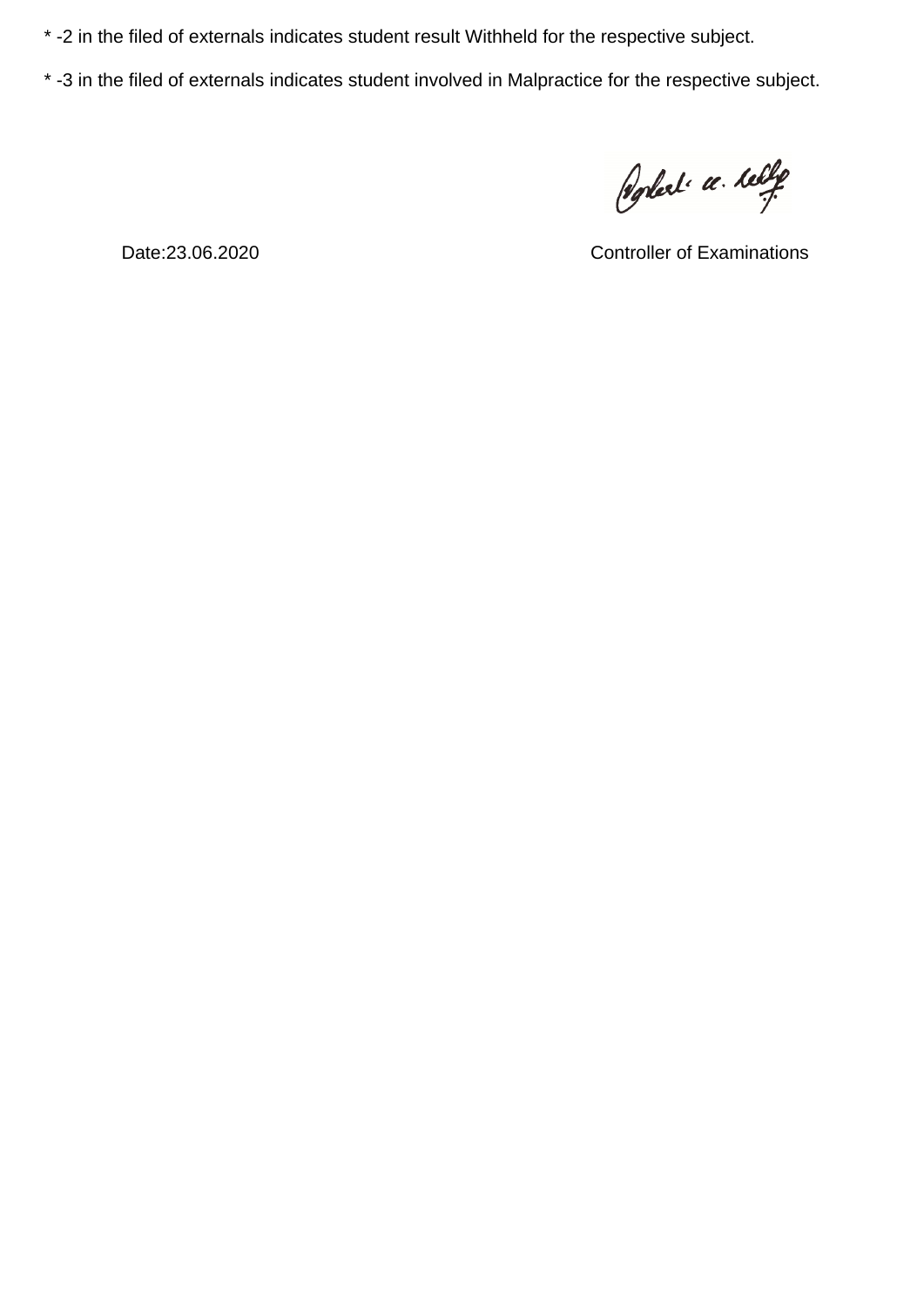* -2 in the filed of externals indicates student result Withheld for the respective subject.

* -3 in the filed of externals indicates student involved in Malpractice for the respective subject.

Date:23.06.2020

Controller of Examinations